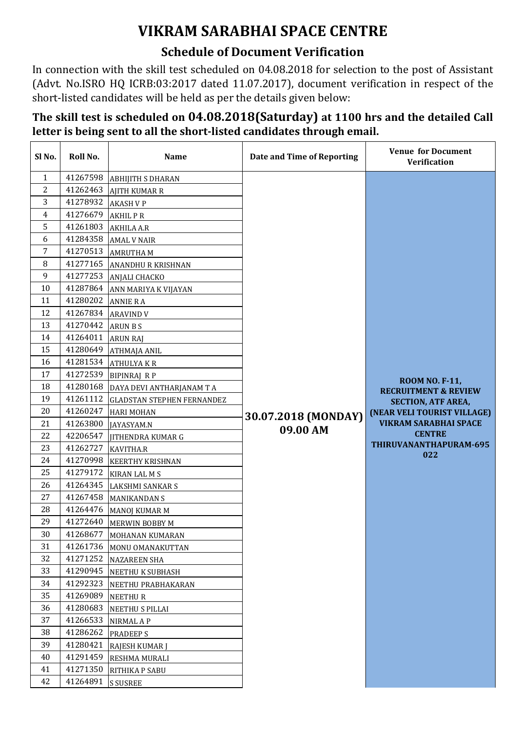# VIKRAM SARABHAI SPACE CENTRE

## Schedule of Document Verification

In connection with the skill test scheduled on 04.08.2018 for selection to the post of Assistant (Advt. No.ISRO HQ ICRB:03:2017 dated 11.07.2017), document verification in respect of the short-listed candidates will be held as per the details given below:

**The skill test is scheduled on 04.08.2018(Saturday) at 1100 hrs and the detailed Call letter is being sent to all the short-listed candidates through email.**

| Sl No. | Roll No. | Name | Date and Time of Reporting | Venue for Document Verification |
|---|---|---|---|---|
| 1 | 41267598 | ABHIJITH S DHARAN | 30.07.2018 (MONDAY) 09.00 AM | ROOM NO. F-11, RECRUITMENT & REVIEW SECTION, ATF AREA, (NEAR VELI TOURIST VILLAGE) VIKRAM SARABHAI SPACE CENTRE THIRUVANANTHAPURAM-695 022 |
| 2 | 41262463 | AJITH KUMAR R | | |
| 3 | 41278932 | AKASH V P | | |
| 4 | 41276679 | AKHIL P R | | |
| 5 | 41261803 | AKHILA A.R | | |
| 6 | 41284358 | AMAL V NAIR | | |
| 7 | 41270513 | AMRUTHA M | | |
| 8 | 41277165 | ANANDHU R KRISHNAN | | |
| 9 | 41277253 | ANJALI CHACKO | | |
| 10 | 41287864 | ANN MARIYA K VIJAYAN | | |
| 11 | 41280202 | ANNIE R A | | |
| 12 | 41267834 | ARAVIND V | | |
| 13 | 41270442 | ARUN B S | | |
| 14 | 41264011 | ARUN RAJ | | |
| 15 | 41280649 | ATHMAJA ANIL | | |
| 16 | 41281534 | ATHULYA K R | | |
| 17 | 41272539 | BIPINRAJ R P | | |
| 18 | 41280168 | DAYA DEVI ANTHARJANAM T A | | |
| 19 | 41261112 | GLADSTAN STEPHEN FERNANDEZ | | |
| 20 | 41260247 | HARI MOHAN | | |
| 21 | 41263800 | JAYASYAM.N | | |
| 22 | 42206547 | JITHENDRA KUMAR G | | |
| 23 | 41262727 | KAVITHA.R | | |
| 24 | 41270998 | KEERTHY KRISHNAN | | |
| 25 | 41279172 | KIRAN LAL M S | | |
| 26 | 41264345 | LAKSHMI SANKAR S | | |
| 27 | 41267458 | MANIKANDAN S | | |
| 28 | 41264476 | MANOJ KUMAR M | | |
| 29 | 41272640 | MERWIN BOBBY M | | |
| 30 | 41268677 | MOHANAN KUMARAN | | |
| 31 | 41261736 | MONU OMANAKUTTAN | | |
| 32 | 41271252 | NAZAREEN SHA | | |
| 33 | 41290945 | NEETHU K SUBHASH | | |
| 34 | 41292323 | NEETHU PRABHAKARAN | | |
| 35 | 41269089 | NEETHU R | | |
| 36 | 41280683 | NEETHU S PILLAI | | |
| 37 | 41266533 | NIRMAL A P | | |
| 38 | 41286262 | PRADEEP S | | |
| 39 | 41280421 | RAJESH KUMAR J | | |
| 40 | 41291459 | RESHMA MURALI | | |
| 41 | 41271350 | RITHIKA P SABU | | |
| 42 | 41264891 | S SUSREE | | |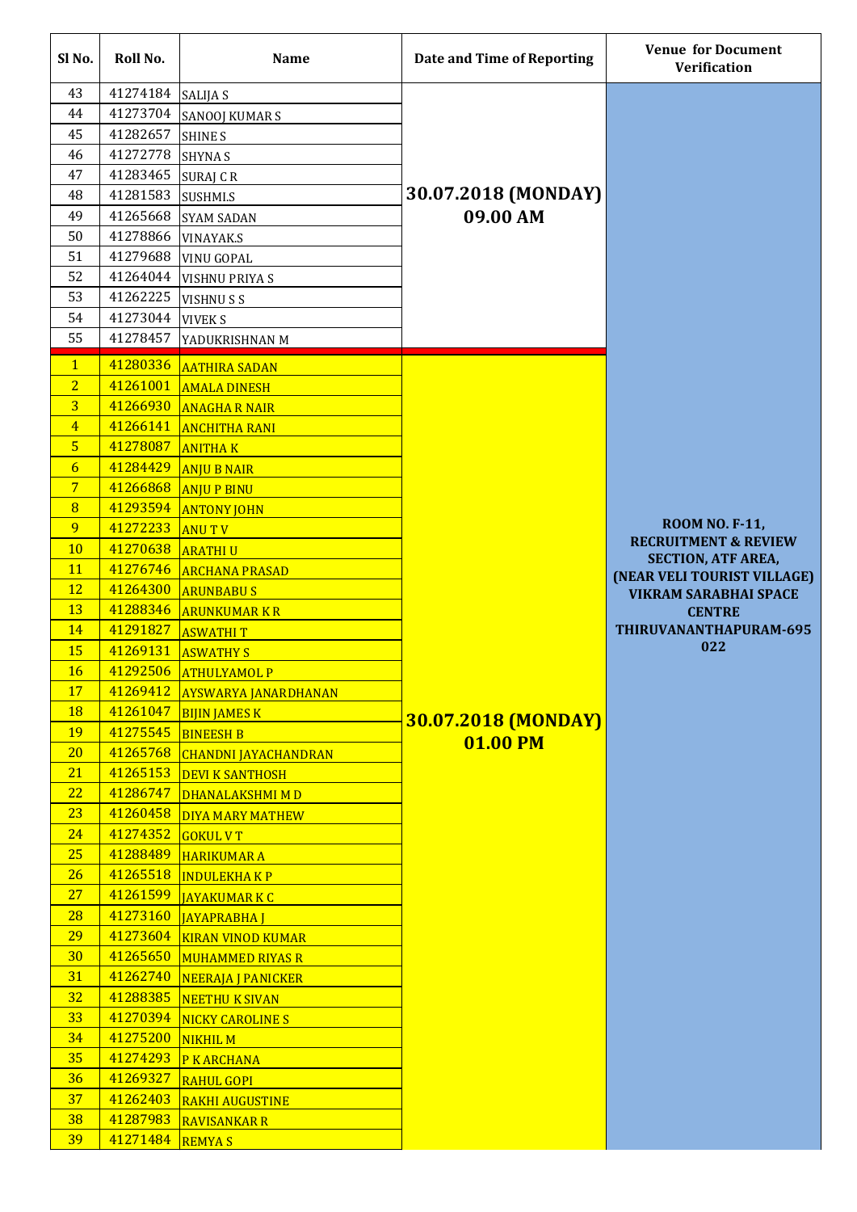| Sl No. | Roll No. | Name | Date and Time of Reporting | Venue for Document Verification |
|---|---|---|---|---|
| 43 | 41274184 | SALIJA S | 30.07.2018 (MONDAY) 09.00 AM | ROOM NO. F-11, RECRUITMENT & REVIEW SECTION, ATF AREA, (NEAR VELI TOURIST VILLAGE) VIKRAM SARABHAI SPACE CENTRE THIRUVANANTHAPURAM-695 022 |
| 44 | 41273704 | SANOOJ KUMAR S | | |
| 45 | 41282657 | SHINE S | | |
| 46 | 41272778 | SHYNA S | | |
| 47 | 41283465 | SURAJ C R | | |
| 48 | 41281583 | SUSHMI.S | | |
| 49 | 41265668 | SYAM SADAN | | |
| 50 | 41278866 | VINAYAK.S | | |
| 51 | 41279688 | VINU GOPAL | | |
| 52 | 41264044 | VISHNU PRIYA S | | |
| 53 | 41262225 | VISHNU S S | | |
| 54 | 41273044 | VIVEK S | | |
| 55 | 41278457 | YADUKRISHNAN M | | |
| 1 | 41280336 | AATHIRA SADAN | 30.07.2018 (MONDAY) 01.00 PM | |
| 2 | 41261001 | AMALA DINESH | | |
| 3 | 41266930 | ANAGHA R NAIR | | |
| 4 | 41266141 | ANCHITHA RANI | | |
| 5 | 41278087 | ANITHA K | | |
| 6 | 41284429 | ANJU B NAIR | | |
| 7 | 41266868 | ANJU P BINU | | |
| 8 | 41293594 | ANTONY JOHN | | |
| 9 | 41272233 | ANU T V | | |
| 10 | 41270638 | ARATHI U | | |
| 11 | 41276746 | ARCHANA PRASAD | | |
| 12 | 41264300 | ARUNBABU S | | |
| 13 | 41288346 | ARUNKUMAR K R | | |
| 14 | 41291827 | ASWATHI T | | |
| 15 | 41269131 | ASWATHY S | | |
| 16 | 41292506 | ATHULYAMOL P | | |
| 17 | 41269412 | AYSWARYA JANARDHANAN | | |
| 18 | 41261047 | BIJIN JAMES K | | |
| 19 | 41275545 | BINEESH B | | |
| 20 | 41265768 | CHANDNI JAYACHANDRAN | | |
| 21 | 41265153 | DEVI K SANTHOSH | | |
| 22 | 41286747 | DHANALAKSHMI M D | | |
| 23 | 41260458 | DIYA MARY MATHEW | | |
| 24 | 41274352 | GOKUL V T | | |
| 25 | 41288489 | HARIKUMAR A | | |
| 26 | 41265518 | INDULEKHA K P | | |
| 27 | 41261599 | JAYAKUMAR K C | | |
| 28 | 41273160 | JAYAPRABHA J | | |
| 29 | 41273604 | KIRAN VINOD KUMAR | | |
| 30 | 41265650 | MUHAMMED RIYAS R | | |
| 31 | 41262740 | NEERAJA J PANICKER | | |
| 32 | 41288385 | NEETHU K SIVAN | | |
| 33 | 41270394 | NICKY CAROLINE S | | |
| 34 | 41275200 | NIKHIL M | | |
| 35 | 41274293 | P K ARCHANA | | |
| 36 | 41269327 | RAHUL GOPI | | |
| 37 | 41262403 | RAKHI AUGUSTINE | | |
| 38 | 41287983 | RAVISANKAR R | | |
| 39 | 41271484 | REMYA S | | |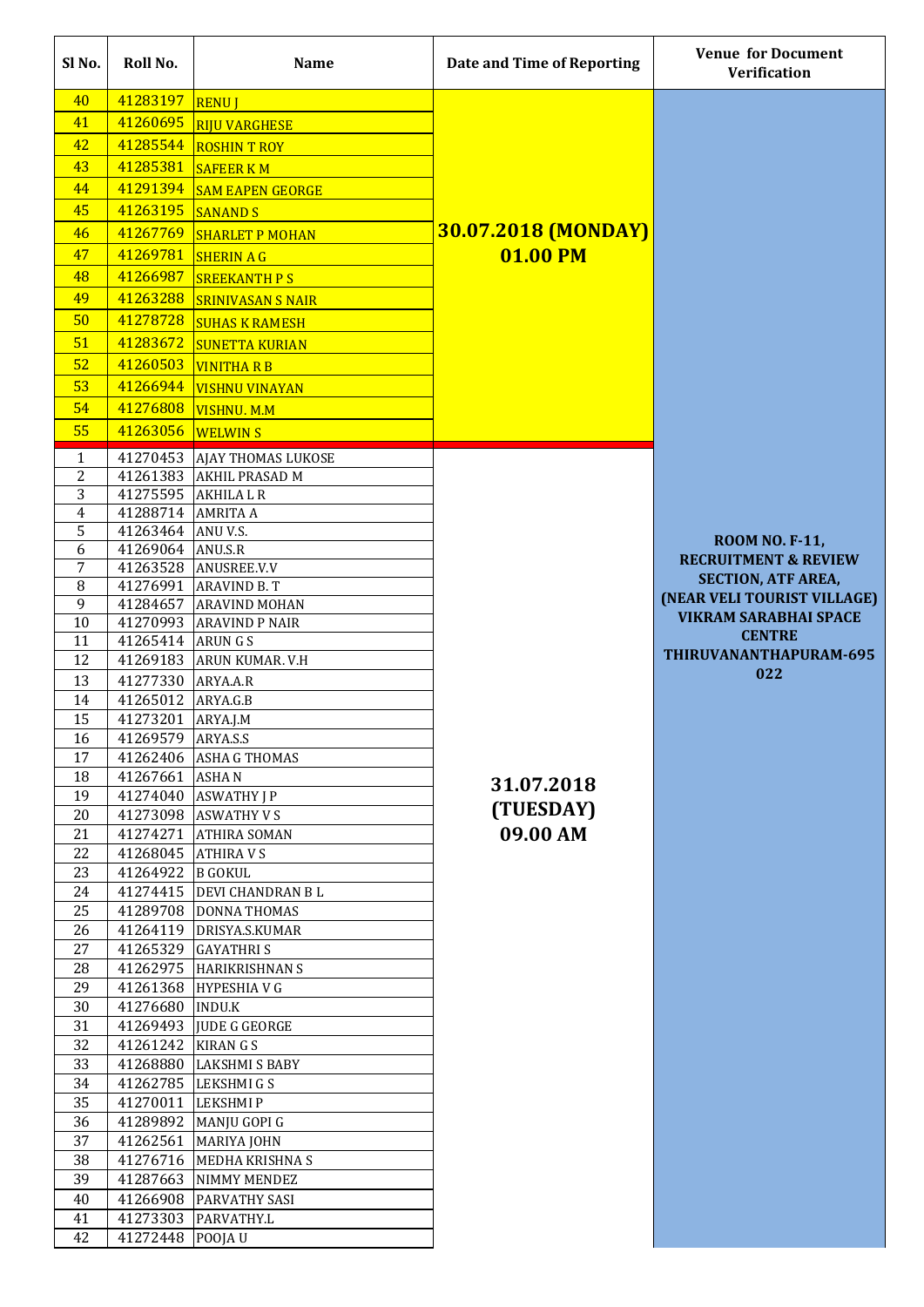| Sl No. | Roll No. | Name | Date and Time of Reporting | Venue for Document Verification |
|---|---|---|---|---|
| 40 | 41283197 | RENU J | 30.07.2018 (MONDAY) 01.00 PM | ROOM NO. F-11, RECRUITMENT & REVIEW SECTION, ATF AREA, (NEAR VELI TOURIST VILLAGE) VIKRAM SARABHAI SPACE CENTRE THIRUVANANTHAPURAM-695 022 |
| 41 | 41260695 | RIJU VARGHESE | | |
| 42 | 41285544 | ROSHIN T ROY | | |
| 43 | 41285381 | SAFEER K M | | |
| 44 | 41291394 | SAM EAPEN GEORGE | | |
| 45 | 41263195 | SANAND S | | |
| 46 | 41267769 | SHARLET P MOHAN | | |
| 47 | 41269781 | SHERIN A G | | |
| 48 | 41266987 | SREEKANTH P S | | |
| 49 | 41263288 | SRINIVASAN S NAIR | | |
| 50 | 41278728 | SUHAS K RAMESH | | |
| 51 | 41283672 | SUNETTA KURIAN | | |
| 52 | 41260503 | VINITHA R B | | |
| 53 | 41266944 | VISHNU VINAYAN | | |
| 54 | 41276808 | VISHNU. M.M | | |
| 55 | 41263056 | WELWIN S | | |
| 1 | 41270453 | AJAY THOMAS LUKOSE | 31.07.2018 (TUESDAY) 09.00 AM | |
| 2 | 41261383 | AKHIL PRASAD M | | |
| 3 | 41275595 | AKHILA L R | | |
| 4 | 41288714 | AMRITA A | | |
| 5 | 41263464 | ANU V.S. | | |
| 6 | 41269064 | ANU.S.R | | |
| 7 | 41263528 | ANUSREE.V.V | | |
| 8 | 41276991 | ARAVIND B. T | | |
| 9 | 41284657 | ARAVIND MOHAN | | |
| 10 | 41270993 | ARAVIND P NAIR | | |
| 11 | 41265414 | ARUN G S | | |
| 12 | 41269183 | ARUN KUMAR. V.H | | |
| 13 | 41277330 | ARYA.A.R | | |
| 14 | 41265012 | ARYA.G.B | | |
| 15 | 41273201 | ARYA.J.M | | |
| 16 | 41269579 | ARYA.S.S | | |
| 17 | 41262406 | ASHA G THOMAS | | |
| 18 | 41267661 | ASHA N | | |
| 19 | 41274040 | ASWATHY J P | | |
| 20 | 41273098 | ASWATHY V S | | |
| 21 | 41274271 | ATHIRA SOMAN | | |
| 22 | 41268045 | ATHIRA V S | | |
| 23 | 41264922 | B GOKUL | | |
| 24 | 41274415 | DEVI CHANDRAN B L | | |
| 25 | 41289708 | DONNA THOMAS | | |
| 26 | 41264119 | DRISYA.S.KUMAR | | |
| 27 | 41265329 | GAYATHRI S | | |
| 28 | 41262975 | HARIKRISHNAN S | | |
| 29 | 41261368 | HYPESHIA V G | | |
| 30 | 41276680 | INDU.K | | |
| 31 | 41269493 | JUDE G GEORGE | | |
| 32 | 41261242 | KIRAN G S | | |
| 33 | 41268880 | LAKSHMI S BABY | | |
| 34 | 41262785 | LEKSHMI G S | | |
| 35 | 41270011 | LEKSHMI P | | |
| 36 | 41289892 | MANJU GOPI G | | |
| 37 | 41262561 | MARIYA JOHN | | |
| 38 | 41276716 | MEDHA KRISHNA S | | |
| 39 | 41287663 | NIMMY MENDEZ | | |
| 40 | 41266908 | PARVATHY SASI | | |
| 41 | 41273303 | PARVATHY.L | | |
| 42 | 41272448 | POOJA U | | |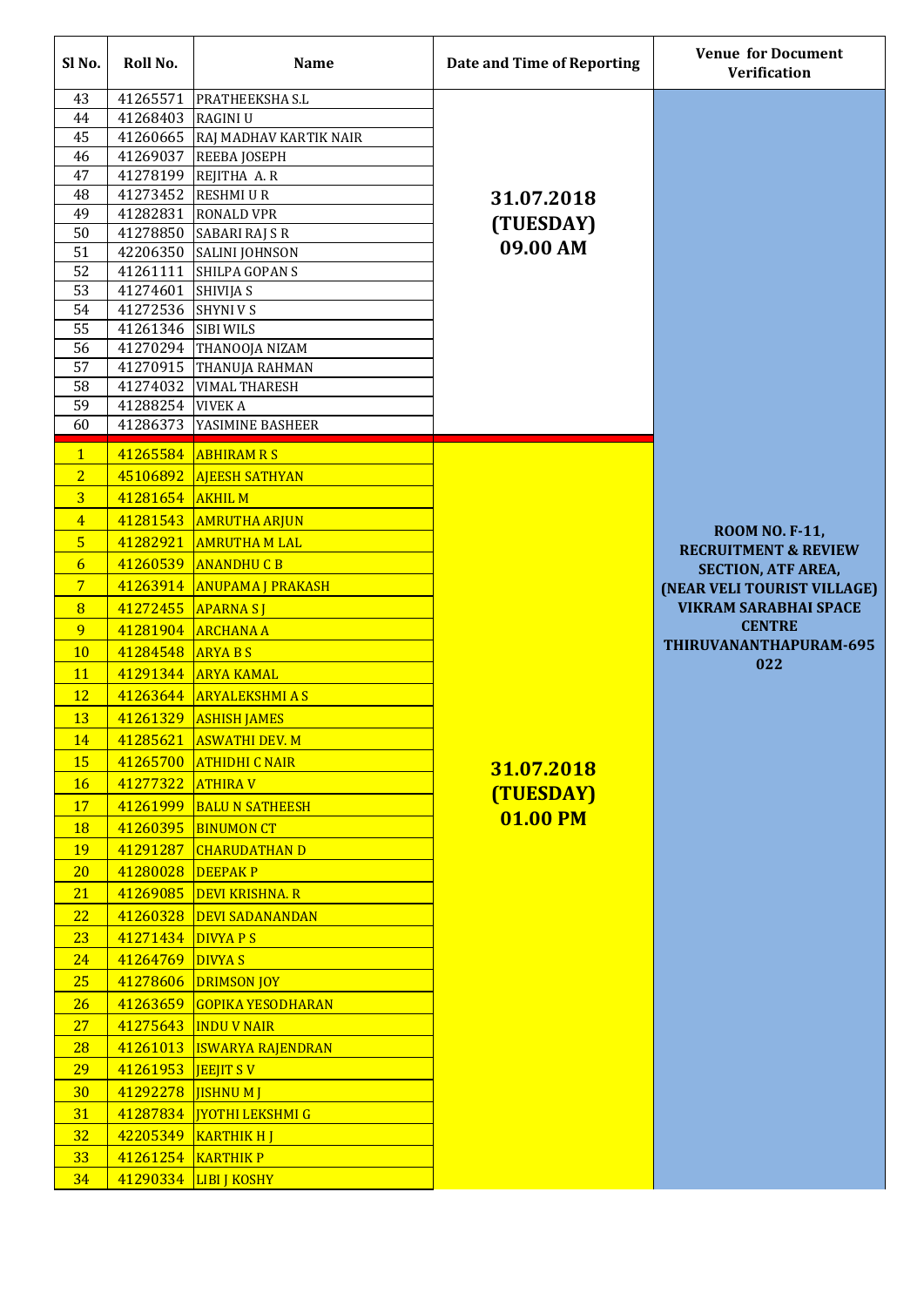| Sl No. | Roll No. | Name | Date and Time of Reporting | Venue for Document Verification |
|---|---|---|---|---|
| 43 | 41265571 | PRATHEEKSHA S.L | 31.07.2018 (TUESDAY) 09.00 AM | ROOM NO. F-11, RECRUITMENT & REVIEW SECTION, ATF AREA, (NEAR VELI TOURIST VILLAGE) VIKRAM SARABHAI SPACE CENTRE THIRUVANANTHAPURAM-695 022 |
| 44 | 41268403 | RAGINI U | | |
| 45 | 41260665 | RAJ MADHAV KARTIK NAIR | | |
| 46 | 41269037 | REEBA JOSEPH | | |
| 47 | 41278199 | REJITHA A. R | | |
| 48 | 41273452 | RESHMI U R | | |
| 49 | 41282831 | RONALD VPR | | |
| 50 | 41278850 | SABARI RAJ S R | | |
| 51 | 42206350 | SALINI JOHNSON | | |
| 52 | 41261111 | SHILPA GOPAN S | | |
| 53 | 41274601 | SHIVIJA S | | |
| 54 | 41272536 | SHYNI V S | | |
| 55 | 41261346 | SIBI WILS | | |
| 56 | 41270294 | THANOOJA NIZAM | | |
| 57 | 41270915 | THANUJA RAHMAN | | |
| 58 | 41274032 | VIMAL THARESH | | |
| 59 | 41288254 | VIVEK A | | |
| 60 | 41286373 | YASIMINE BASHEER | | |
| 1 | 41265584 | ABHIRAM R S | 31.07.2018 (TUESDAY) 01.00 PM | |
| 2 | 45106892 | AJEESH SATHYAN | | |
| 3 | 41281654 | AKHIL M | | |
| 4 | 41281543 | AMRUTHA ARJUN | | |
| 5 | 41282921 | AMRUTHA M LAL | | |
| 6 | 41260539 | ANANDHU C B | | |
| 7 | 41263914 | ANUPAMA J PRAKASH | | |
| 8 | 41272455 | APARNA S J | | |
| 9 | 41281904 | ARCHANA A | | |
| 10 | 41284548 | ARYA B S | | |
| 11 | 41291344 | ARYA KAMAL | | |
| 12 | 41263644 | ARYALEKSHMI A S | | |
| 13 | 41261329 | ASHISH JAMES | | |
| 14 | 41285621 | ASWATHI DEV. M | | |
| 15 | 41265700 | ATHIDHI C NAIR | | |
| 16 | 41277322 | ATHIRA V | | |
| 17 | 41261999 | BALU N SATHEESH | | |
| 18 | 41260395 | BINUMON CT | | |
| 19 | 41291287 | CHARUDATHAN D | | |
| 20 | 41280028 | DEEPAK P | | |
| 21 | 41269085 | DEVI KRISHNA. R | | |
| 22 | 41260328 | DEVI SADANANDAN | | |
| 23 | 41271434 | DIVYA P S | | |
| 24 | 41264769 | DIVYA S | | |
| 25 | 41278606 | DRIMSON JOY | | |
| 26 | 41263659 | GOPIKA YESODHARAN | | |
| 27 | 41275643 | INDU V NAIR | | |
| 28 | 41261013 | ISWARYA RAJENDRAN | | |
| 29 | 41261953 | JEEJIT S V | | |
| 30 | 41292278 | JISHNU M J | | |
| 31 | 41287834 | JYOTHI LEKSHMI G | | |
| 32 | 42205349 | KARTHIK H J | | |
| 33 | 41261254 | KARTHIK P | | |
| 34 | 41290334 | LIBI J KOSHY | | |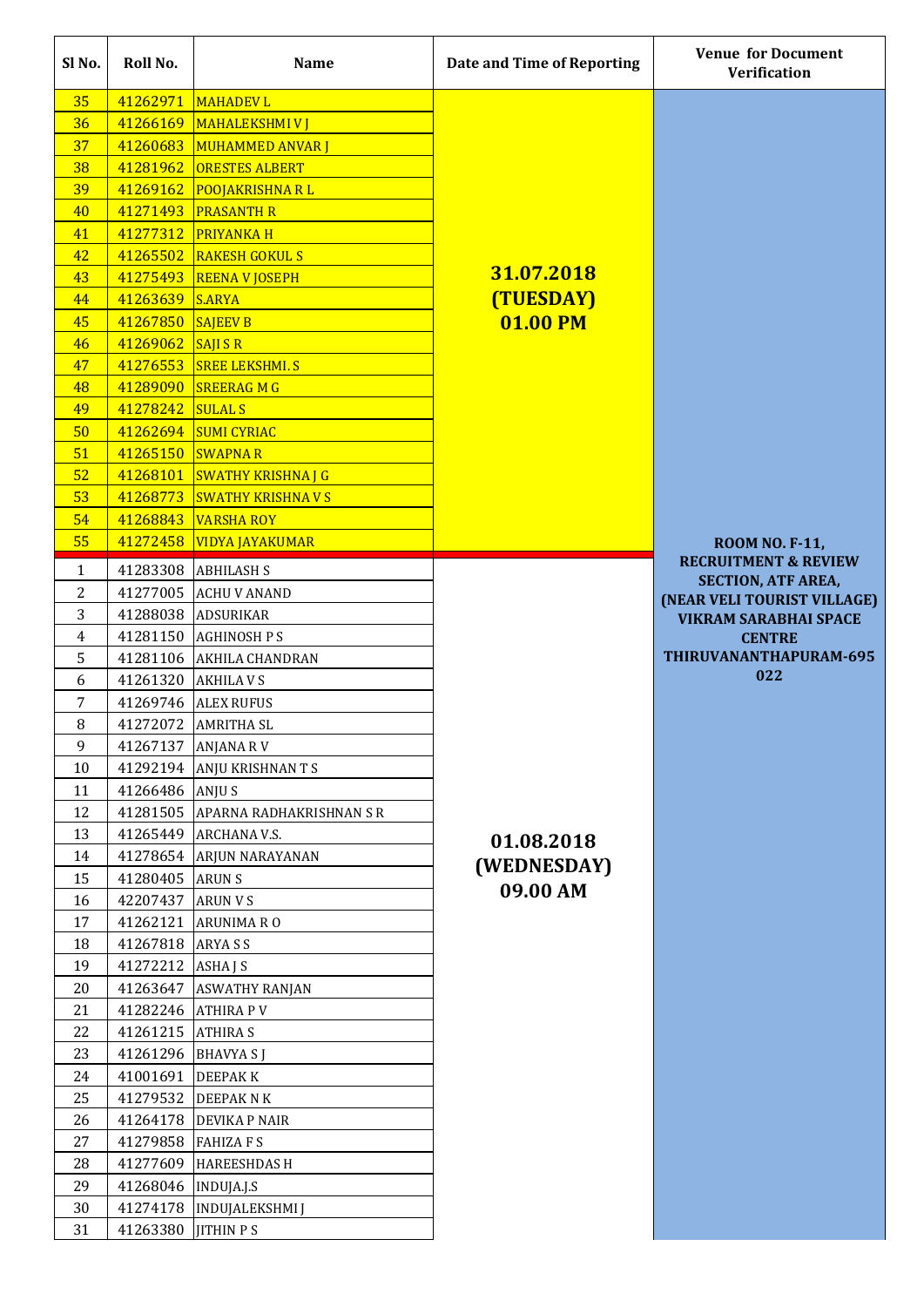| Sl No. | Roll No. | Name | Date and Time of Reporting | Venue for Document Verification |
|---|---|---|---|---|
| 35 | 41262971 | MAHADEV L | 31.07.2018 (TUESDAY) 01.00 PM | ROOM NO. F-11, RECRUITMENT & REVIEW SECTION, ATF AREA, (NEAR VELI TOURIST VILLAGE) VIKRAM SARABHAI SPACE CENTRE THIRUVANANTHAPURAM-695 022 |
| 36 | 41266169 | MAHALEKSHMI V J | | |
| 37 | 41260683 | MUHAMMED ANVAR J | | |
| 38 | 41281962 | ORESTES ALBERT | | |
| 39 | 41269162 | POOJAKRISHNA R L | | |
| 40 | 41271493 | PRASANTH R | | |
| 41 | 41277312 | PRIYANKA H | | |
| 42 | 41265502 | RAKESH GOKUL S | | |
| 43 | 41275493 | REENA V JOSEPH | | |
| 44 | 41263639 | S.ARYA | | |
| 45 | 41267850 | SAJEEV B | | |
| 46 | 41269062 | SAJI S R | | |
| 47 | 41276553 | SREE LEKSHMI. S | | |
| 48 | 41289090 | SREERAG M G | | |
| 49 | 41278242 | SULAL S | | |
| 50 | 41262694 | SUMI CYRIAC | | |
| 51 | 41265150 | SWAPNA R | | |
| 52 | 41268101 | SWATHY KRISHNA J G | | |
| 53 | 41268773 | SWATHY KRISHNA V S | | |
| 54 | 41268843 | VARSHA ROY | | |
| 55 | 41272458 | VIDYA JAYAKUMAR | | |
| 1 | 41283308 | ABHILASH S | 01.08.2018 (WEDNESDAY) 09.00 AM | |
| 2 | 41277005 | ACHU V ANAND | | |
| 3 | 41288038 | ADSURIKAR | | |
| 4 | 41281150 | AGHINOSH P S | | |
| 5 | 41281106 | AKHILA CHANDRAN | | |
| 6 | 41261320 | AKHILA V S | | |
| 7 | 41269746 | ALEX RUFUS | | |
| 8 | 41272072 | AMRITHA SL | | |
| 9 | 41267137 | ANJANA R V | | |
| 10 | 41292194 | ANJU KRISHNAN T S | | |
| 11 | 41266486 | ANJU S | | |
| 12 | 41281505 | APARNA RADHAKRISHNAN S R | | |
| 13 | 41265449 | ARCHANA V.S. | | |
| 14 | 41278654 | ARJUN NARAYANAN | | |
| 15 | 41280405 | ARUN S | | |
| 16 | 42207437 | ARUN V S | | |
| 17 | 41262121 | ARUNIMA R O | | |
| 18 | 41267818 | ARYA S S | | |
| 19 | 41272212 | ASHA J S | | |
| 20 | 41263647 | ASWATHY RANJAN | | |
| 21 | 41282246 | ATHIRA P V | | |
| 22 | 41261215 | ATHIRA S | | |
| 23 | 41261296 | BHAVYA S J | | |
| 24 | 41001691 | DEEPAK K | | |
| 25 | 41279532 | DEEPAK N K | | |
| 26 | 41264178 | DEVIKA P NAIR | | |
| 27 | 41279858 | FAHIZA F S | | |
| 28 | 41277609 | HAREESHDAS H | | |
| 29 | 41268046 | INDUJA.J.S | | |
| 30 | 41274178 | INDUJALEKSHMI J | | |
| 31 | 41263380 | JITHIN P S | | |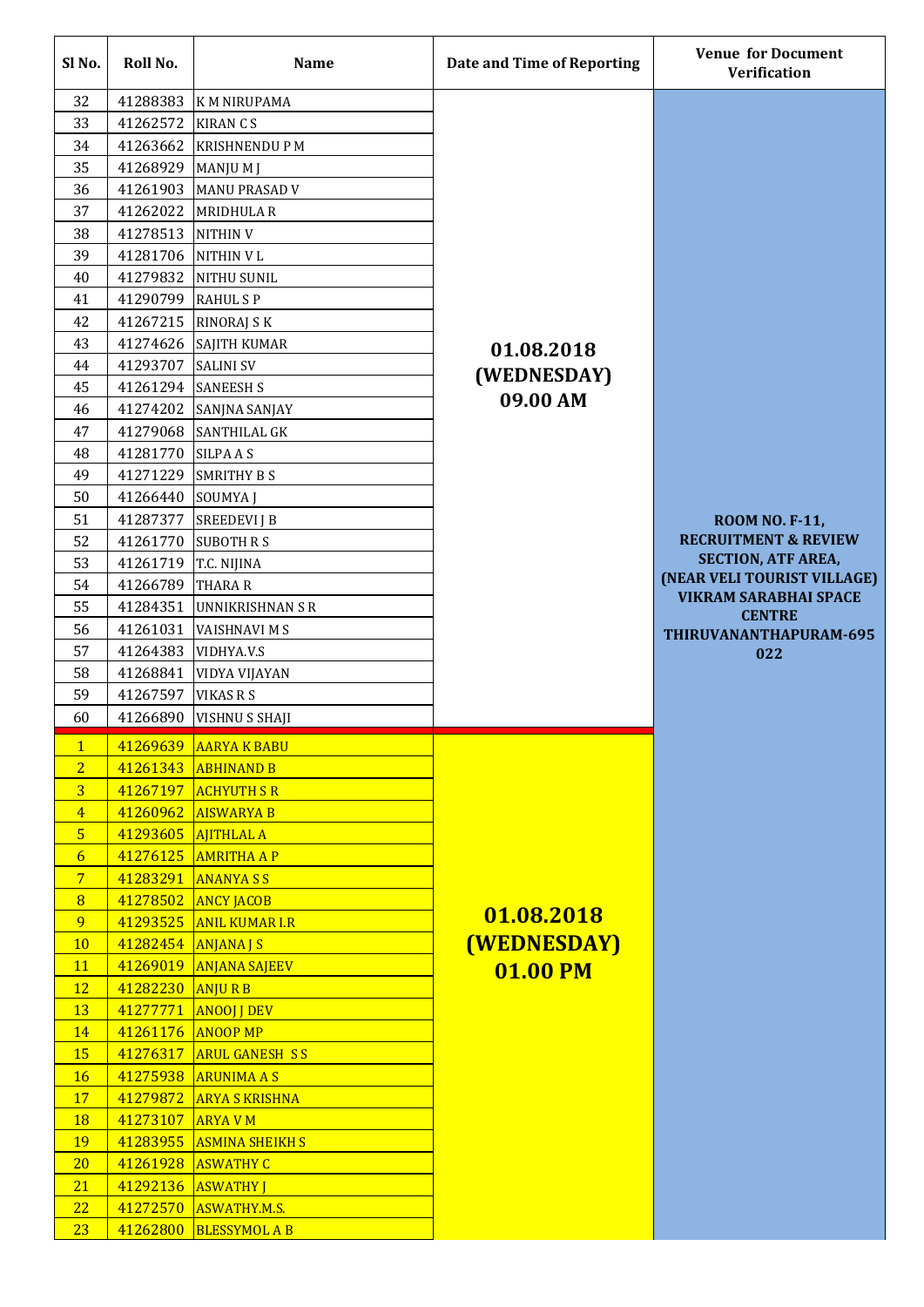| Sl No. | Roll No. | Name | Date and Time of Reporting | Venue for Document Verification |
|---|---|---|---|---|
| 32 | 41288383 | K M NIRUPAMA | 01.08.2018 (WEDNESDAY) 09.00 AM | ROOM NO. F-11, RECRUITMENT & REVIEW SECTION, ATF AREA, (NEAR VELI TOURIST VILLAGE) VIKRAM SARABHAI SPACE CENTRE THIRUVANANTHAPURAM-695 022 |
| 33 | 41262572 | KIRAN C S | | |
| 34 | 41263662 | KRISHNENDU P M | | |
| 35 | 41268929 | MANJU M J | | |
| 36 | 41261903 | MANU PRASAD V | | |
| 37 | 41262022 | MRIDHULA R | | |
| 38 | 41278513 | NITHIN V | | |
| 39 | 41281706 | NITHIN V L | | |
| 40 | 41279832 | NITHU SUNIL | | |
| 41 | 41290799 | RAHUL S P | | |
| 42 | 41267215 | RINORAJ S K | | |
| 43 | 41274626 | SAJITH KUMAR | | |
| 44 | 41293707 | SALINI SV | | |
| 45 | 41261294 | SANEESH S | | |
| 46 | 41274202 | SANJNA SANJAY | | |
| 47 | 41279068 | SANTHILAL GK | | |
| 48 | 41281770 | SILPA A S | | |
| 49 | 41271229 | SMRITHY B S | | |
| 50 | 41266440 | SOUMYA J | | |
| 51 | 41287377 | SREEDEVI J B | | |
| 52 | 41261770 | SUBOTH R S | | |
| 53 | 41261719 | T.C. NIJINA | | |
| 54 | 41266789 | THARA R | | |
| 55 | 41284351 | UNNIKRISHNAN S R | | |
| 56 | 41261031 | VAISHNAVI M S | | |
| 57 | 41264383 | VIDHYA.V.S | | |
| 58 | 41268841 | VIDYA VIJAYAN | | |
| 59 | 41267597 | VIKAS R S | | |
| 60 | 41266890 | VISHNU S SHAJI | | |
| 1 | 41269639 | AARYA K BABU | 01.08.2018 (WEDNESDAY) 01.00 PM | |
| 2 | 41261343 | ABHINAND B | | |
| 3 | 41267197 | ACHYUTH S R | | |
| 4 | 41260962 | AISWARYA B | | |
| 5 | 41293605 | AJITHLAL A | | |
| 6 | 41276125 | AMRITHA A P | | |
| 7 | 41283291 | ANANYA S S | | |
| 8 | 41278502 | ANCY JACOB | | |
| 9 | 41293525 | ANIL KUMAR I.R | | |
| 10 | 41282454 | ANJANA J S | | |
| 11 | 41269019 | ANJANA SAJEEV | | |
| 12 | 41282230 | ANJU R B | | |
| 13 | 41277771 | ANOOJ J DEV | | |
| 14 | 41261176 | ANOOP MP | | |
| 15 | 41276317 | ARUL GANESH S S | | |
| 16 | 41275938 | ARUNIMA A S | | |
| 17 | 41279872 | ARYA S KRISHNA | | |
| 18 | 41273107 | ARYA V M | | |
| 19 | 41283955 | ASMINA SHEIKH S | | |
| 20 | 41261928 | ASWATHY C | | |
| 21 | 41292136 | ASWATHY J | | |
| 22 | 41272570 | ASWATHY.M.S. | | |
| 23 | 41262800 | BLESSYMOL A B | | |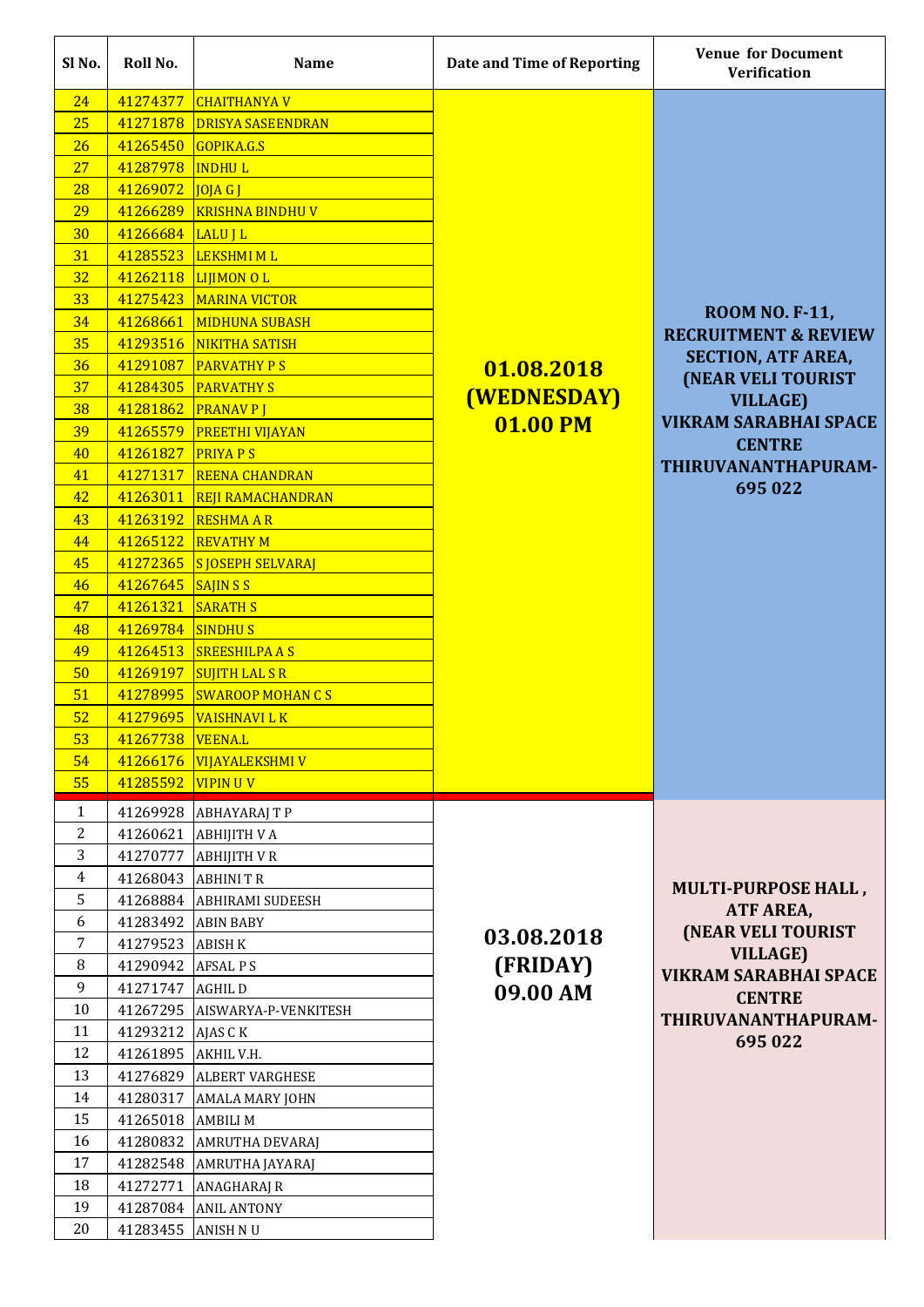| Sl No. | Roll No. | Name | Date and Time of Reporting | Venue for Document Verification |
|---|---|---|---|---|
| 24 | 41274377 | CHAITHANYA V | 01.08.2018 (WEDNESDAY) 01.00 PM | ROOM NO. F-11, RECRUITMENT & REVIEW SECTION, ATF AREA, (NEAR VELI TOURIST VILLAGE) VIKRAM SARABHAI SPACE CENTRE THIRUVANANTHAPURAM-695 022 |
| 25 | 41271878 | DRISYA SASEENDRAN | | |
| 26 | 41265450 | GOPIKA.G.S | | |
| 27 | 41287978 | INDHU L | | |
| 28 | 41269072 | JOJA G J | | |
| 29 | 41266289 | KRISHNA BINDHU V | | |
| 30 | 41266684 | LALU J L | | |
| 31 | 41285523 | LEKSHMI M L | | |
| 32 | 41262118 | LIJIMON O L | | |
| 33 | 41275423 | MARINA VICTOR | | |
| 34 | 41268661 | MIDHUNA SUBASH | | |
| 35 | 41293516 | NIKITHA SATISH | | |
| 36 | 41291087 | PARVATHY P S | | |
| 37 | 41284305 | PARVATHY S | | |
| 38 | 41281862 | PRANAV P J | | |
| 39 | 41265579 | PREETHI VIJAYAN | | |
| 40 | 41261827 | PRIYA P S | | |
| 41 | 41271317 | REENA CHANDRAN | | |
| 42 | 41263011 | REJI RAMACHANDRAN | | |
| 43 | 41263192 | RESHMA A R | | |
| 44 | 41265122 | REVATHY M | | |
| 45 | 41272365 | S JOSEPH SELVARAJ | | |
| 46 | 41267645 | SAJIN S S | | |
| 47 | 41261321 | SARATH S | | |
| 48 | 41269784 | SINDHU S | | |
| 49 | 41264513 | SREESHILPA A S | | |
| 50 | 41269197 | SUJITH LAL S R | | |
| 51 | 41278995 | SWAROOP MOHAN C S | | |
| 52 | 41279695 | VAISHNAVI L K | | |
| 53 | 41267738 | VEENA.L | | |
| 54 | 41266176 | VIJAYALEKSHMI V | | |
| 55 | 41285592 | VIPIN U V | | |
| 1 | 41269928 | ABHAYARAJ T P | 03.08.2018 (FRIDAY) 09.00 AM | MULTI-PURPOSE HALL, ATF AREA, (NEAR VELI TOURIST VILLAGE) VIKRAM SARABHAI SPACE CENTRE THIRUVANANTHAPURAM-695 022 |
| 2 | 41260621 | ABHIJITH V A | | |
| 3 | 41270777 | ABHIJITH V R | | |
| 4 | 41268043 | ABHINI T R | | |
| 5 | 41268884 | ABHIRAMI SUDEESH | | |
| 6 | 41283492 | ABIN BABY | | |
| 7 | 41279523 | ABISH K | | |
| 8 | 41290942 | AFSAL P S | | |
| 9 | 41271747 | AGHIL D | | |
| 10 | 41267295 | AISWARYA-P-VENKITESH | | |
| 11 | 41293212 | AJAS C K | | |
| 12 | 41261895 | AKHIL V.H. | | |
| 13 | 41276829 | ALBERT VARGHESE | | |
| 14 | 41280317 | AMALA MARY JOHN | | |
| 15 | 41265018 | AMBILI M | | |
| 16 | 41280832 | AMRUTHA DEVARAJ | | |
| 17 | 41282548 | AMRUTHA JAYARAJ | | |
| 18 | 41272771 | ANAGHARAJ R | | |
| 19 | 41287084 | ANIL ANTONY | | |
| 20 | 41283455 | ANISH N U | | |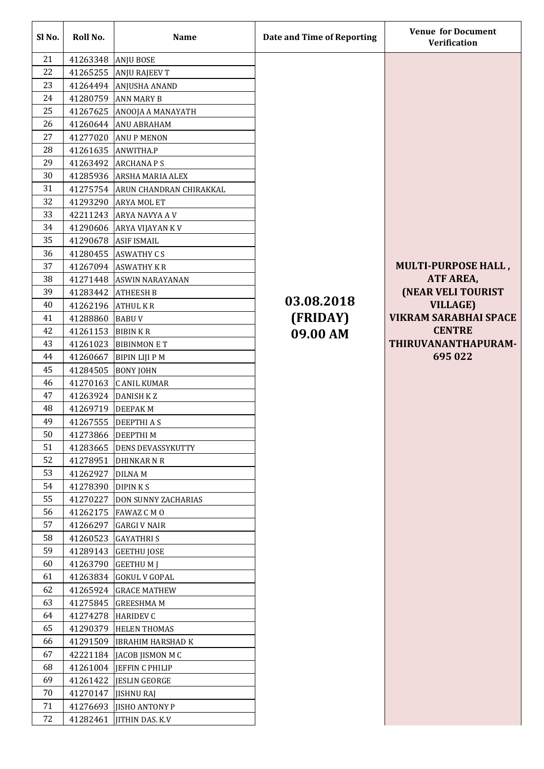| Sl No. | Roll No. | Name | Date and Time of Reporting | Venue for Document Verification |
|---|---|---|---|---|
| 21 | 41263348 | ANJU BOSE | 03.08.2018 (FRIDAY) 09.00 AM | MULTI-PURPOSE HALL , ATF AREA, (NEAR VELI TOURIST VILLAGE) VIKRAM SARABHAI SPACE CENTRE THIRUVANANTHAPURAM-695 022 |
| 22 | 41265255 | ANJU RAJEEV T | | |
| 23 | 41264494 | ANJUSHA ANAND | | |
| 24 | 41280759 | ANN MARY B | | |
| 25 | 41267625 | ANOOJA A MANAYATH | | |
| 26 | 41260644 | ANU ABRAHAM | | |
| 27 | 41277020 | ANU P MENON | | |
| 28 | 41261635 | ANWITHA.P | | |
| 29 | 41263492 | ARCHANA P S | | |
| 30 | 41285936 | ARSHA MARIA ALEX | | |
| 31 | 41275754 | ARUN CHANDRAN CHIRAKKAL | | |
| 32 | 41293290 | ARYA MOL ET | | |
| 33 | 42211243 | ARYA NAVYA A V | | |
| 34 | 41290606 | ARYA VIJAYAN K V | | |
| 35 | 41290678 | ASIF ISMAIL | | |
| 36 | 41280455 | ASWATHY C S | | |
| 37 | 41267094 | ASWATHY K R | | |
| 38 | 41271448 | ASWIN NARAYANAN | | |
| 39 | 41283442 | ATHEESH B | | |
| 40 | 41262196 | ATHUL K R | | |
| 41 | 41288860 | BABU V | | |
| 42 | 41261153 | BIBIN K R | | |
| 43 | 41261023 | BIBINMON E T | | |
| 44 | 41260667 | BIPIN LIJI P M | | |
| 45 | 41284505 | BONY JOHN | | |
| 46 | 41270163 | C ANIL KUMAR | | |
| 47 | 41263924 | DANISH K Z | | |
| 48 | 41269719 | DEEPAK M | | |
| 49 | 41267555 | DEEPTHI A S | | |
| 50 | 41273866 | DEEPTHI M | | |
| 51 | 41283665 | DENS DEVASSYKUTTY | | |
| 52 | 41278951 | DHINKAR N R | | |
| 53 | 41262927 | DILNA M | | |
| 54 | 41278390 | DIPIN K S | | |
| 55 | 41270227 | DON SUNNY ZACHARIAS | | |
| 56 | 41262175 | FAWAZ C M O | | |
| 57 | 41266297 | GARGI V NAIR | | |
| 58 | 41260523 | GAYATHRI S | | |
| 59 | 41289143 | GEETHU JOSE | | |
| 60 | 41263790 | GEETHU M J | | |
| 61 | 41263834 | GOKUL V GOPAL | | |
| 62 | 41265924 | GRACE MATHEW | | |
| 63 | 41275845 | GREESHMA M | | |
| 64 | 41274278 | HARIDEV C | | |
| 65 | 41290379 | HELEN THOMAS | | |
| 66 | 41291509 | IBRAHIM HARSHAD K | | |
| 67 | 42221184 | JACOB JISMON M C | | |
| 68 | 41261004 | JEFFIN C PHILIP | | |
| 69 | 41261422 | JESLIN GEORGE | | |
| 70 | 41270147 | JISHNU RAJ | | |
| 71 | 41276693 | JISHO ANTONY P | | |
| 72 | 41282461 | JITHIN DAS. K.V | | |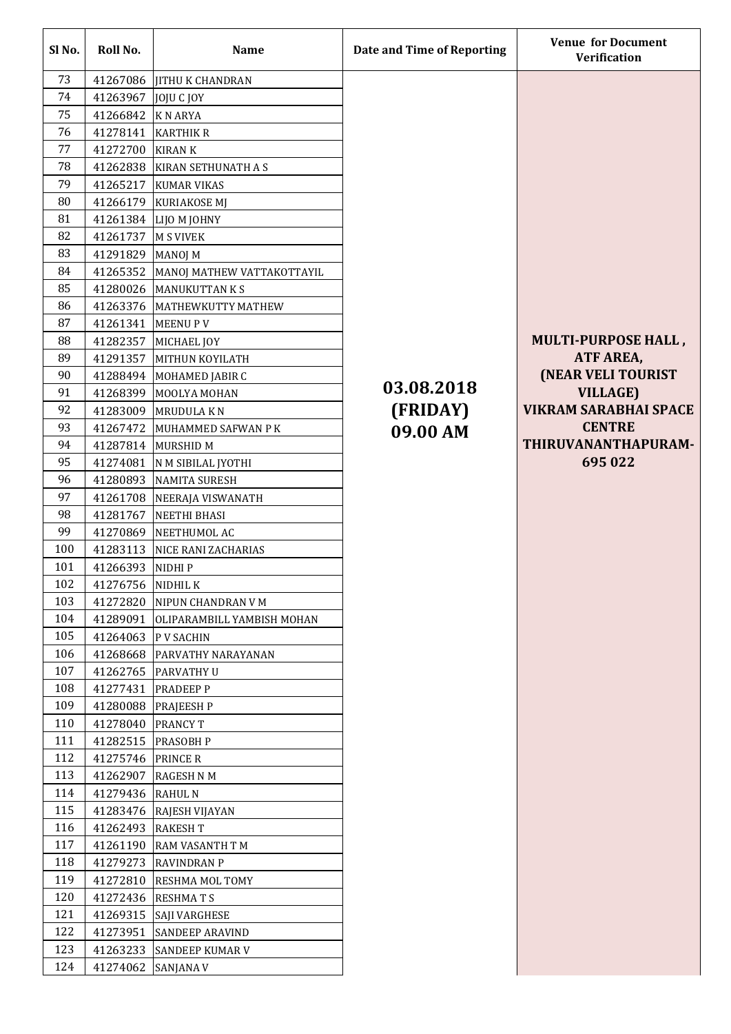| Sl No. | Roll No. | Name | Date and Time of Reporting | Venue for Document Verification |
|---|---|---|---|---|
| 73 | 41267086 | JITHU K CHANDRAN | 03.08.2018 (FRIDAY) 09.00 AM | MULTI-PURPOSE HALL , ATF AREA, (NEAR VELI TOURIST VILLAGE) VIKRAM SARABHAI SPACE CENTRE THIRUVANANTHAPURAM-695 022 |
| 74 | 41263967 | JOJU C JOY | | |
| 75 | 41266842 | K N ARYA | | |
| 76 | 41278141 | KARTHIK R | | |
| 77 | 41272700 | KIRAN K | | |
| 78 | 41262838 | KIRAN SETHUNATH A S | | |
| 79 | 41265217 | KUMAR VIKAS | | |
| 80 | 41266179 | KURIAKOSE MJ | | |
| 81 | 41261384 | LIJO M JOHNY | | |
| 82 | 41261737 | M S VIVEK | | |
| 83 | 41291829 | MANOJ M | | |
| 84 | 41265352 | MANOJ MATHEW VATTAKOTTAYIL | | |
| 85 | 41280026 | MANUKUTTAN K S | | |
| 86 | 41263376 | MATHEWKUTTY MATHEW | | |
| 87 | 41261341 | MEENU P V | | |
| 88 | 41282357 | MICHAEL JOY | | |
| 89 | 41291357 | MITHUN KOYILATH | | |
| 90 | 41288494 | MOHAMED JABIR C | | |
| 91 | 41268399 | MOOLYA MOHAN | | |
| 92 | 41283009 | MRUDULA K N | | |
| 93 | 41267472 | MUHAMMED SAFWAN P K | | |
| 94 | 41287814 | MURSHID M | | |
| 95 | 41274081 | N M SIBILAL JYOTHI | | |
| 96 | 41280893 | NAMITA SURESH | | |
| 97 | 41261708 | NEERAJA VISWANATH | | |
| 98 | 41281767 | NEETHI BHASI | | |
| 99 | 41270869 | NEETHUMOL AC | | |
| 100 | 41283113 | NICE RANI ZACHARIAS | | |
| 101 | 41266393 | NIDHI P | | |
| 102 | 41276756 | NIDHIL K | | |
| 103 | 41272820 | NIPUN CHANDRAN V M | | |
| 104 | 41289091 | OLIPARAMBILL YAMBISH MOHAN | | |
| 105 | 41264063 | P V SACHIN | | |
| 106 | 41268668 | PARVATHY NARAYANAN | | |
| 107 | 41262765 | PARVATHY U | | |
| 108 | 41277431 | PRADEEP P | | |
| 109 | 41280088 | PRAJEESH P | | |
| 110 | 41278040 | PRANCY T | | |
| 111 | 41282515 | PRASOBH P | | |
| 112 | 41275746 | PRINCE R | | |
| 113 | 41262907 | RAGESH N M | | |
| 114 | 41279436 | RAHUL N | | |
| 115 | 41283476 | RAJESH VIJAYAN | | |
| 116 | 41262493 | RAKESH T | | |
| 117 | 41261190 | RAM VASANTH T M | | |
| 118 | 41279273 | RAVINDRAN P | | |
| 119 | 41272810 | RESHMA MOL TOMY | | |
| 120 | 41272436 | RESHMA T S | | |
| 121 | 41269315 | SAJI VARGHESE | | |
| 122 | 41273951 | SANDEEP ARAVIND | | |
| 123 | 41263233 | SANDEEP KUMAR V | | |
| 124 | 41274062 | SANJANA V | | |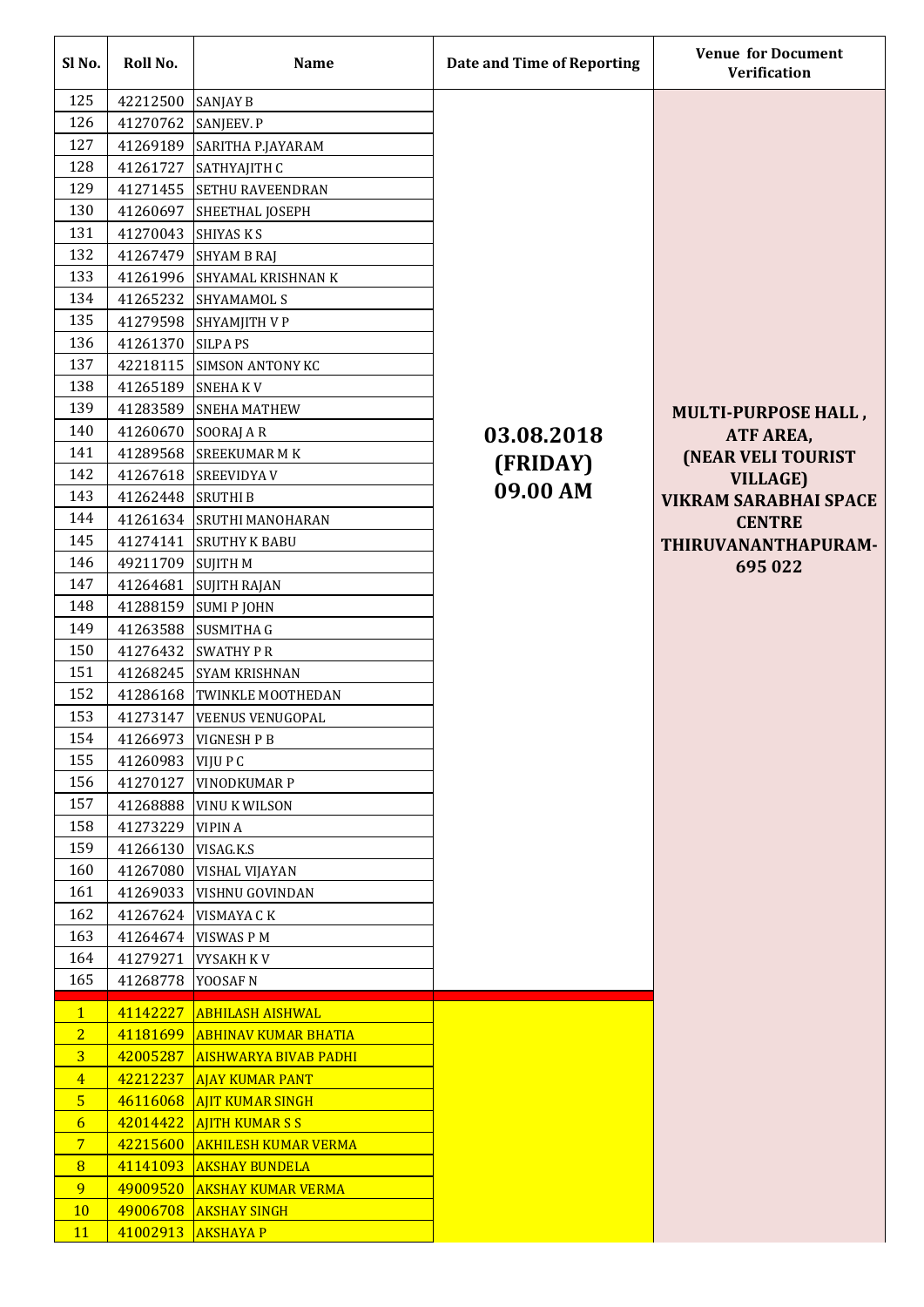| Sl No. | Roll No. | Name | Date and Time of Reporting | Venue for Document Verification |
|---|---|---|---|---|
| 125 | 42212500 | SANJAY B | | |
| 126 | 41270762 | SANJEEV. P | 03.08.2018 (FRIDAY) 09.00 AM | MULTI-PURPOSE HALL , ATF AREA, (NEAR VELI TOURIST VILLAGE) VIKRAM SARABHAI SPACE CENTRE THIRUVANANTHAPURAM-695 022 |
| 127 | 41269189 | SARITHA P.JAYARAM | | |
| 128 | 41261727 | SATHYAJITH C | | |
| 129 | 41271455 | SETHU RAVEENDRAN | | |
| 130 | 41260697 | SHEETHAL JOSEPH | | |
| 131 | 41270043 | SHIYAS K S | | |
| 132 | 41267479 | SHYAM B RAJ | | |
| 133 | 41261996 | SHYAMAL KRISHNAN K | | |
| 134 | 41265232 | SHYAMAMOL S | | |
| 135 | 41279598 | SHYAMJITH V P | | |
| 136 | 41261370 | SILPA PS | | |
| 137 | 42218115 | SIMSON ANTONY KC | | |
| 138 | 41265189 | SNEHA K V | | |
| 139 | 41283589 | SNEHA MATHEW | | |
| 140 | 41260670 | SOORAJ A R | | |
| 141 | 41289568 | SREEKUMAR M K | | |
| 142 | 41267618 | SREEVIDYA V | | |
| 143 | 41262448 | SRUTHI B | | |
| 144 | 41261634 | SRUTHI MANOHARAN | | |
| 145 | 41274141 | SRUTHY K BABU | | |
| 146 | 49211709 | SUJITH M | | |
| 147 | 41264681 | SUJITH RAJAN | | |
| 148 | 41288159 | SUMI P JOHN | | |
| 149 | 41263588 | SUSMITHA G | | |
| 150 | 41276432 | SWATHY P R | | |
| 151 | 41268245 | SYAM KRISHNAN | | |
| 152 | 41286168 | TWINKLE MOOTHEDAN | | |
| 153 | 41273147 | VEENUS VENUGOPAL | | |
| 154 | 41266973 | VIGNESH P B | | |
| 155 | 41260983 | VIJU P C | | |
| 156 | 41270127 | VINODKUMAR P | | |
| 157 | 41268888 | VINU K WILSON | | |
| 158 | 41273229 | VIPIN A | | |
| 159 | 41266130 | VISAG.K.S | | |
| 160 | 41267080 | VISHAL VIJAYAN | | |
| 161 | 41269033 | VISHNU GOVINDAN | | |
| 162 | 41267624 | VISMAYA C K | | |
| 163 | 41264674 | VISWAS P M | | |
| 164 | 41279271 | VYSAKH K V | | |
| 165 | 41268778 | YOOSAF N | | |
| 1 | 41142227 | ABHILASH AISHWAL | | |
| 2 | 41181699 | ABHINAV KUMAR BHATIA | | |
| 3 | 42005287 | AISHWARYA BIVAB PADHI | | |
| 4 | 42212237 | AJAY KUMAR PANT | | |
| 5 | 46116068 | AJIT KUMAR SINGH | | |
| 6 | 42014422 | AJITH KUMAR S S | | |
| 7 | 42215600 | AKHILESH KUMAR VERMA | | |
| 8 | 41141093 | AKSHAY BUNDELA | | |
| 9 | 49009520 | AKSHAY KUMAR VERMA | | |
| 10 | 49006708 | AKSHAY SINGH | | |
| 11 | 41002913 | AKSHAYA P | | |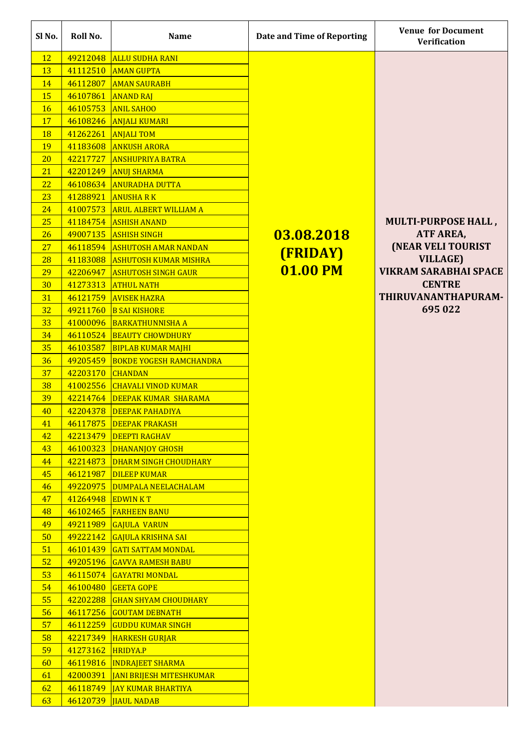| Sl No. | Roll No. | Name | Date and Time of Reporting | Venue for Document Verification |
|---|---|---|---|---|
| 12 | 49212048 | ALLU SUDHA RANI | 03.08.2018 (FRIDAY) 01.00 PM | MULTI-PURPOSE HALL , ATF AREA, (NEAR VELI TOURIST VILLAGE) VIKRAM SARABHAI SPACE CENTRE THIRUVANANTHAPURAM-695 022 |
| 13 | 41112510 | AMAN GUPTA | | |
| 14 | 46112807 | AMAN SAURABH | | |
| 15 | 46107861 | ANAND RAJ | | |
| 16 | 46105753 | ANIL SAHOO | | |
| 17 | 46108246 | ANJALI KUMARI | | |
| 18 | 41262261 | ANJALI TOM | | |
| 19 | 41183608 | ANKUSH ARORA | | |
| 20 | 42217727 | ANSHUPRIYA BATRA | | |
| 21 | 42201249 | ANUJ SHARMA | | |
| 22 | 46108634 | ANURADHA DUTTA | | |
| 23 | 41288921 | ANUSHA R K | | |
| 24 | 41007573 | ARUL ALBERT WILLIAM A | | |
| 25 | 41184754 | ASHISH ANAND | | |
| 26 | 49007135 | ASHISH SINGH | | |
| 27 | 46118594 | ASHUTOSH AMAR NANDAN | | |
| 28 | 41183088 | ASHUTOSH KUMAR MISHRA | | |
| 29 | 42206947 | ASHUTOSH SINGH GAUR | | |
| 30 | 41273313 | ATHUL NATH | | |
| 31 | 46121759 | AVISEK HAZRA | | |
| 32 | 49211760 | B SAI KISHORE | | |
| 33 | 41000096 | BARKATHUNNISHA A | | |
| 34 | 46110524 | BEAUTY CHOWDHURY | | |
| 35 | 46103587 | BIPLAB KUMAR MAJHI | | |
| 36 | 49205459 | BOKDE YOGESH RAMCHANDRA | | |
| 37 | 42203170 | CHANDAN | | |
| 38 | 41002556 | CHAVALI VINOD KUMAR | | |
| 39 | 42214764 | DEEPAK KUMAR SHARAMA | | |
| 40 | 42204378 | DEEPAK PAHADIYA | | |
| 41 | 46117875 | DEEPAK PRAKASH | | |
| 42 | 42213479 | DEEPTI RAGHAV | | |
| 43 | 46100323 | DHANANJOY GHOSH | | |
| 44 | 42214873 | DHARM SINGH CHOUDHARY | | |
| 45 | 46121987 | DILEEP KUMAR | | |
| 46 | 49220975 | DUMPALA NEELACHALAM | | |
| 47 | 41264948 | EDWIN K T | | |
| 48 | 46102465 | FARHEEN BANU | | |
| 49 | 49211989 | GAJULA VARUN | | |
| 50 | 49222142 | GAJULA KRISHNA SAI | | |
| 51 | 46101439 | GATI SATTAM MONDAL | | |
| 52 | 49205196 | GAVVA RAMESH BABU | | |
| 53 | 46115074 | GAYATRI MONDAL | | |
| 54 | 46100480 | GEETA GOPE | | |
| 55 | 42202288 | GHAN SHYAM CHOUDHARY | | |
| 56 | 46117256 | GOUTAM DEBNATH | | |
| 57 | 46112259 | GUDDU KUMAR SINGH | | |
| 58 | 42217349 | HARKESH GURJAR | | |
| 59 | 41273162 | HRIDYA.P | | |
| 60 | 46119816 | INDRAJEET SHARMA | | |
| 61 | 42000391 | JANI BRIJESH MITESHKUMAR | | |
| 62 | 46118749 | JAY KUMAR BHARTIYA | | |
| 63 | 46120739 | JIAUL NADAB | | |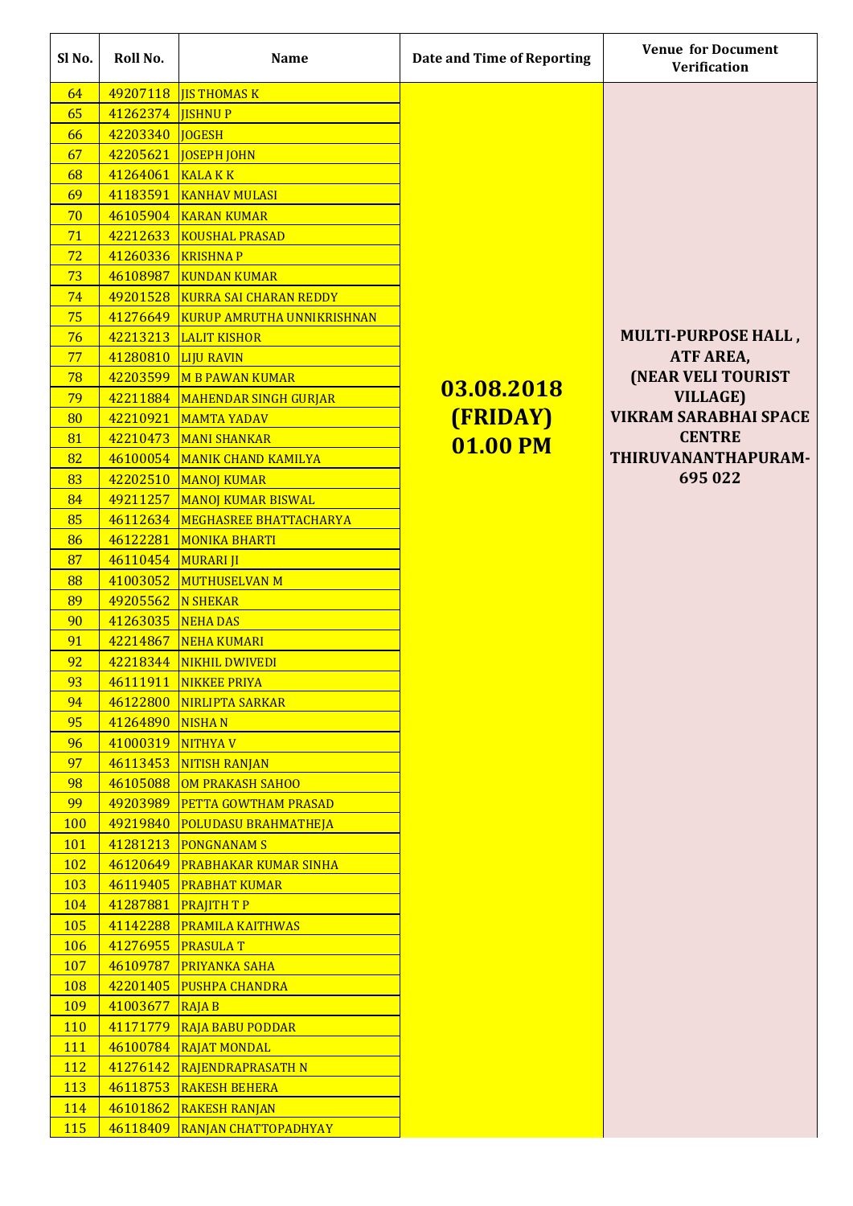| Sl No. | Roll No. | Name | Date and Time of Reporting | Venue for Document Verification |
|---|---|---|---|---|
| 64 | 49207118 | JIS THOMAS K | 03.08.2018 (FRIDAY) 01.00 PM | MULTI-PURPOSE HALL , ATF AREA, (NEAR VELI TOURIST VILLAGE) VIKRAM SARABHAI SPACE CENTRE THIRUVANANTHAPURAM-695 022 |
| 65 | 41262374 | JISHNU P | | |
| 66 | 42203340 | JOGESH | | |
| 67 | 42205621 | JOSEPH JOHN | | |
| 68 | 41264061 | KALA K K | | |
| 69 | 41183591 | KANHAV MULASI | | |
| 70 | 46105904 | KARAN KUMAR | | |
| 71 | 42212633 | KOUSHAL PRASAD | | |
| 72 | 41260336 | KRISHNA P | | |
| 73 | 46108987 | KUNDAN KUMAR | | |
| 74 | 49201528 | KURRA SAI CHARAN REDDY | | |
| 75 | 41276649 | KURUP AMRUTHA UNNIKRISHNAN | | |
| 76 | 42213213 | LALIT KISHOR | | |
| 77 | 41280810 | LIJU RAVIN | | |
| 78 | 42203599 | M B PAWAN KUMAR | | |
| 79 | 42211884 | MAHENDAR SINGH GURJAR | | |
| 80 | 42210921 | MAMTA YADAV | | |
| 81 | 42210473 | MANI SHANKAR | | |
| 82 | 46100054 | MANIK CHAND KAMILYA | | |
| 83 | 42202510 | MANOJ KUMAR | | |
| 84 | 49211257 | MANOJ KUMAR BISWAL | | |
| 85 | 46112634 | MEGHASREE BHATTACHARYA | | |
| 86 | 46122281 | MONIKA BHARTI | | |
| 87 | 46110454 | MURARI JI | | |
| 88 | 41003052 | MUTHUSELVAN M | | |
| 89 | 49205562 | N SHEKAR | | |
| 90 | 41263035 | NEHA DAS | | |
| 91 | 42214867 | NEHA KUMARI | | |
| 92 | 42218344 | NIKHIL DWIVEDI | | |
| 93 | 46111911 | NIKKEE PRIYA | | |
| 94 | 46122800 | NIRLIPTA SARKAR | | |
| 95 | 41264890 | NISHA N | | |
| 96 | 41000319 | NITHYA V | | |
| 97 | 46113453 | NITISH RANJAN | | |
| 98 | 46105088 | OM PRAKASH SAHOO | | |
| 99 | 49203989 | PETTA GOWTHAM PRASAD | | |
| 100 | 49219840 | POLUDASU BRAHMATHEJA | | |
| 101 | 41281213 | PONGNANAM S | | |
| 102 | 46120649 | PRABHAKAR KUMAR SINHA | | |
| 103 | 46119405 | PRABHAT KUMAR | | |
| 104 | 41287881 | PRAJITH T P | | |
| 105 | 41142288 | PRAMILA KAITHWAS | | |
| 106 | 41276955 | PRASULA T | | |
| 107 | 46109787 | PRIYANKA SAHA | | |
| 108 | 42201405 | PUSHPA CHANDRA | | |
| 109 | 41003677 | RAJA B | | |
| 110 | 41171779 | RAJA BABU PODDAR | | |
| 111 | 46100784 | RAJAT MONDAL | | |
| 112 | 41276142 | RAJENDRAPRASATH N | | |
| 113 | 46118753 | RAKESH BEHERA | | |
| 114 | 46101862 | RAKESH RANJAN | | |
| 115 | 46118409 | RANJAN CHATTOPADHYAY | | |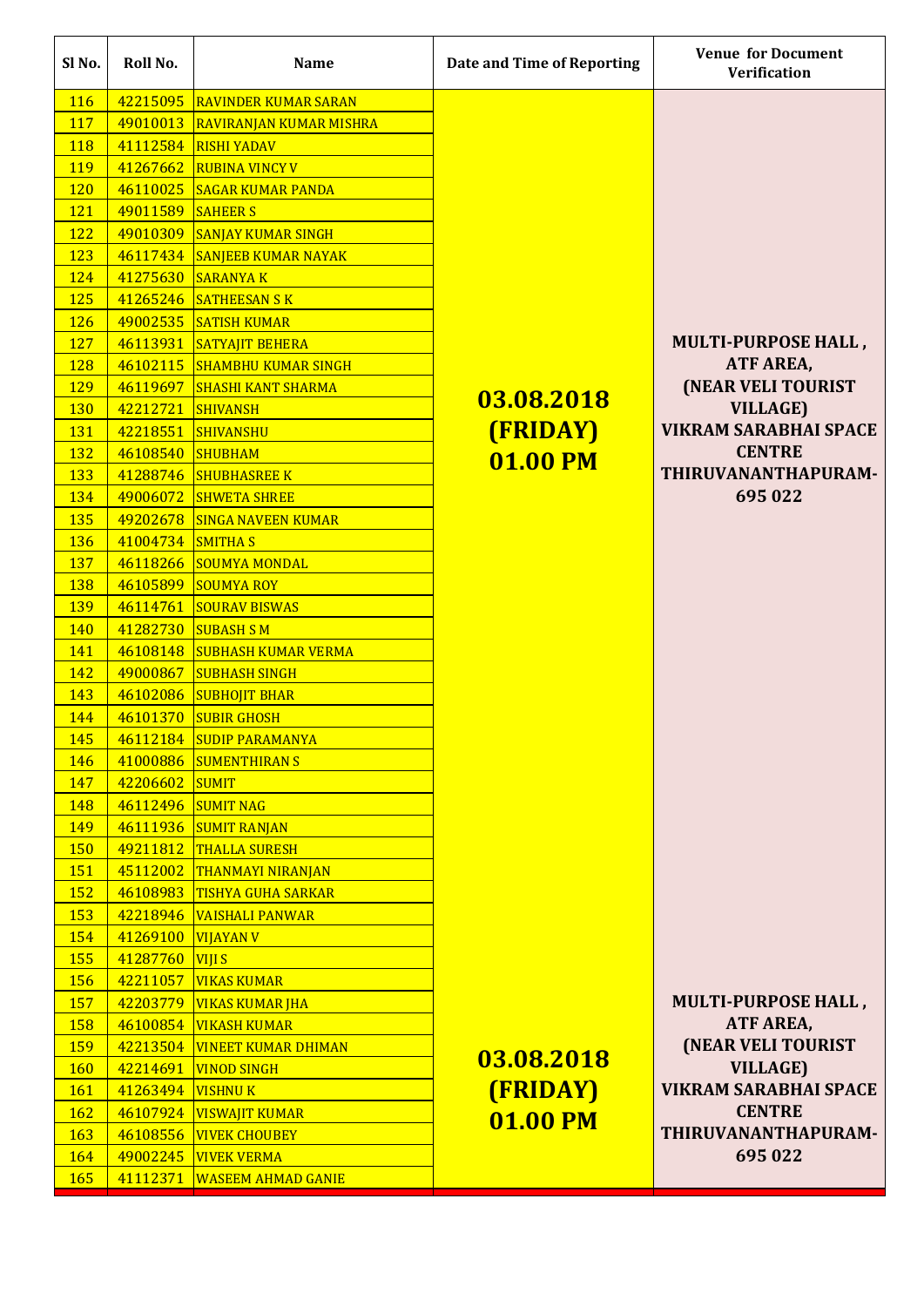| Sl No. | Roll No. | Name | Date and Time of Reporting | Venue for Document Verification |
|---|---|---|---|---|
| 116 | 42215095 | RAVINDER KUMAR SARAN | 03.08.2018 (FRIDAY) 01.00 PM | MULTI-PURPOSE HALL, ATF AREA, (NEAR VELI TOURIST VILLAGE) VIKRAM SARABHAI SPACE CENTRE THIRUVANANTHAPURAM-695 022 |
| 117 | 49010013 | RAVIRANJAN KUMAR MISHRA | | |
| 118 | 41112584 | RISHI YADAV | | |
| 119 | 41267662 | RUBINA VINCY V | | |
| 120 | 46110025 | SAGAR KUMAR PANDA | | |
| 121 | 49011589 | SAHEER S | | |
| 122 | 49010309 | SANJAY KUMAR SINGH | | |
| 123 | 46117434 | SANJEEB KUMAR NAYAK | | |
| 124 | 41275630 | SARANYA K | | |
| 125 | 41265246 | SATHEESAN S K | | |
| 126 | 49002535 | SATISH KUMAR | | |
| 127 | 46113931 | SATYAJIT BEHERA | | |
| 128 | 46102115 | SHAMBHU KUMAR SINGH | | |
| 129 | 46119697 | SHASHI KANT SHARMA | | |
| 130 | 42212721 | SHIVANSH | | |
| 131 | 42218551 | SHIVANSHU | | |
| 132 | 46108540 | SHUBHAM | | |
| 133 | 41288746 | SHUBHASREE K | | |
| 134 | 49006072 | SHWETA SHREE | | |
| 135 | 49202678 | SINGA NAVEEN KUMAR | | |
| 136 | 41004734 | SMITHA S | | |
| 137 | 46118266 | SOUMYA MONDAL | | |
| 138 | 46105899 | SOUMYA ROY | | |
| 139 | 46114761 | SOURAV BISWAS | | |
| 140 | 41282730 | SUBASH S M | | |
| 141 | 46108148 | SUBHASH KUMAR VERMA | | |
| 142 | 49000867 | SUBHASH SINGH | | |
| 143 | 46102086 | SUBHOJIT BHAR | | |
| 144 | 46101370 | SUBIR GHOSH | | |
| 145 | 46112184 | SUDIP PARAMANYA | | |
| 146 | 41000886 | SUMENTHIRAN S | | |
| 147 | 42206602 | SUMIT | | |
| 148 | 46112496 | SUMIT NAG | | |
| 149 | 46111936 | SUMIT RANJAN | | |
| 150 | 49211812 | THALLA SURESH | | |
| 151 | 45112002 | THANMAYI NIRANJAN | | |
| 152 | 46108983 | TISHYA GUHA SARKAR | | |
| 153 | 42218946 | VAISHALI PANWAR | | |
| 154 | 41269100 | VIJAYAN V | | |
| 155 | 41287760 | VIJI S | | |
| 156 | 42211057 | VIKAS KUMAR | 03.08.2018 (FRIDAY) 01.00 PM | MULTI-PURPOSE HALL, ATF AREA, (NEAR VELI TOURIST VILLAGE) VIKRAM SARABHAI SPACE CENTRE THIRUVANANTHAPURAM-695 022 |
| 157 | 42203779 | VIKAS KUMAR JHA | | |
| 158 | 46100854 | VIKASH KUMAR | | |
| 159 | 42213504 | VINEET KUMAR DHIMAN | | |
| 160 | 42214691 | VINOD SINGH | | |
| 161 | 41263494 | VISHNU K | | |
| 162 | 46107924 | VISWAJIT KUMAR | | |
| 163 | 46108556 | VIVEK CHOUBEY | | |
| 164 | 49002245 | VIVEK VERMA | | |
| 165 | 41112371 | WASEEM AHMAD GANIE | | |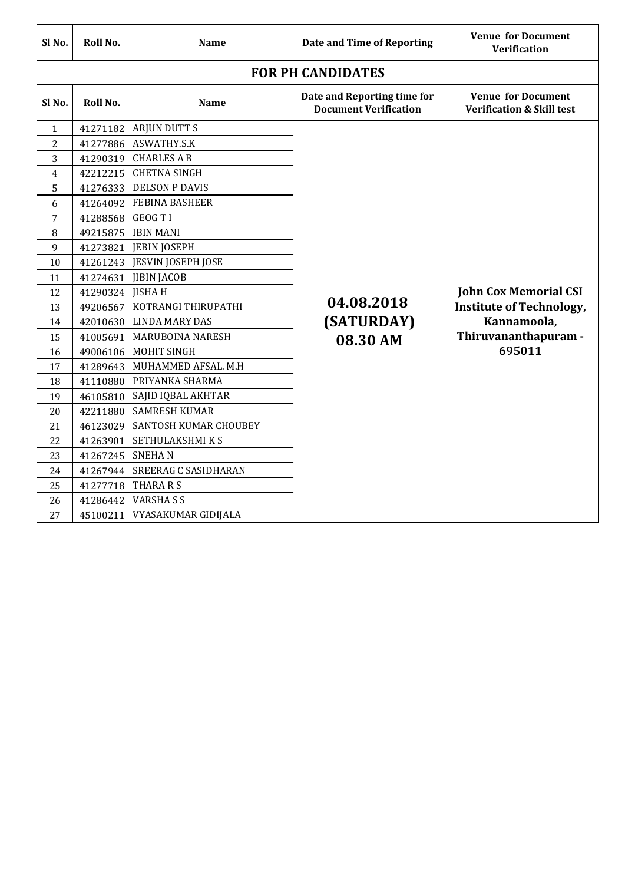| Sl No. | Roll No. | Name | Date and Time of Reporting | Venue for Document Verification |
|---|---|---|---|---|

## FOR PH CANDIDATES

| Sl No. | Roll No. | Name | Date and Reporting time for Document Verification | Venue for Document Verification & Skill test |
|---|---|---|---|---|
| 1 | 41271182 | ARJUN DUTT S | **04.08.2018 (SATURDAY) 08.30 AM** | **John Cox Memorial CSI Institute of Technology, Kannamoola, Thiruvananthapuram - 695011** |
| 2 | 41277886 | ASWATHY.S.K | | |
| 3 | 41290319 | CHARLES A B | | |
| 4 | 42212215 | CHETNA SINGH | | |
| 5 | 41276333 | DELSON P DAVIS | | |
| 6 | 41264092 | FEBINA BASHEER | | |
| 7 | 41288568 | GEOG T I | | |
| 8 | 49215875 | IBIN MANI | | |
| 9 | 41273821 | JEBIN JOSEPH | | |
| 10 | 41261243 | JESVIN JOSEPH JOSE | | |
| 11 | 41274631 | JIBIN JACOB | | |
| 12 | 41290324 | JISHA H | | |
| 13 | 49206567 | KOTRANGI THIRUPATHI | | |
| 14 | 42010630 | LINDA MARY DAS | | |
| 15 | 41005691 | MARUBOINA NARESH | | |
| 16 | 49006106 | MOHIT SINGH | | |
| 17 | 41289643 | MUHAMMED AFSAL. M.H | | |
| 18 | 41110880 | PRIYANKA SHARMA | | |
| 19 | 46105810 | SAJID IQBAL AKHTAR | | |
| 20 | 42211880 | SAMRESH KUMAR | | |
| 21 | 46123029 | SANTOSH KUMAR CHOUBEY | | |
| 22 | 41263901 | SETHULAKSHMI K S | | |
| 23 | 41267245 | SNEHA N | | |
| 24 | 41267944 | SREERAG C SASIDHARAN | | |
| 25 | 41277718 | THARA R S | | |
| 26 | 41286442 | VARSHA S S | | |
| 27 | 45100211 | VYASAKUMAR GIDIJALA | | |